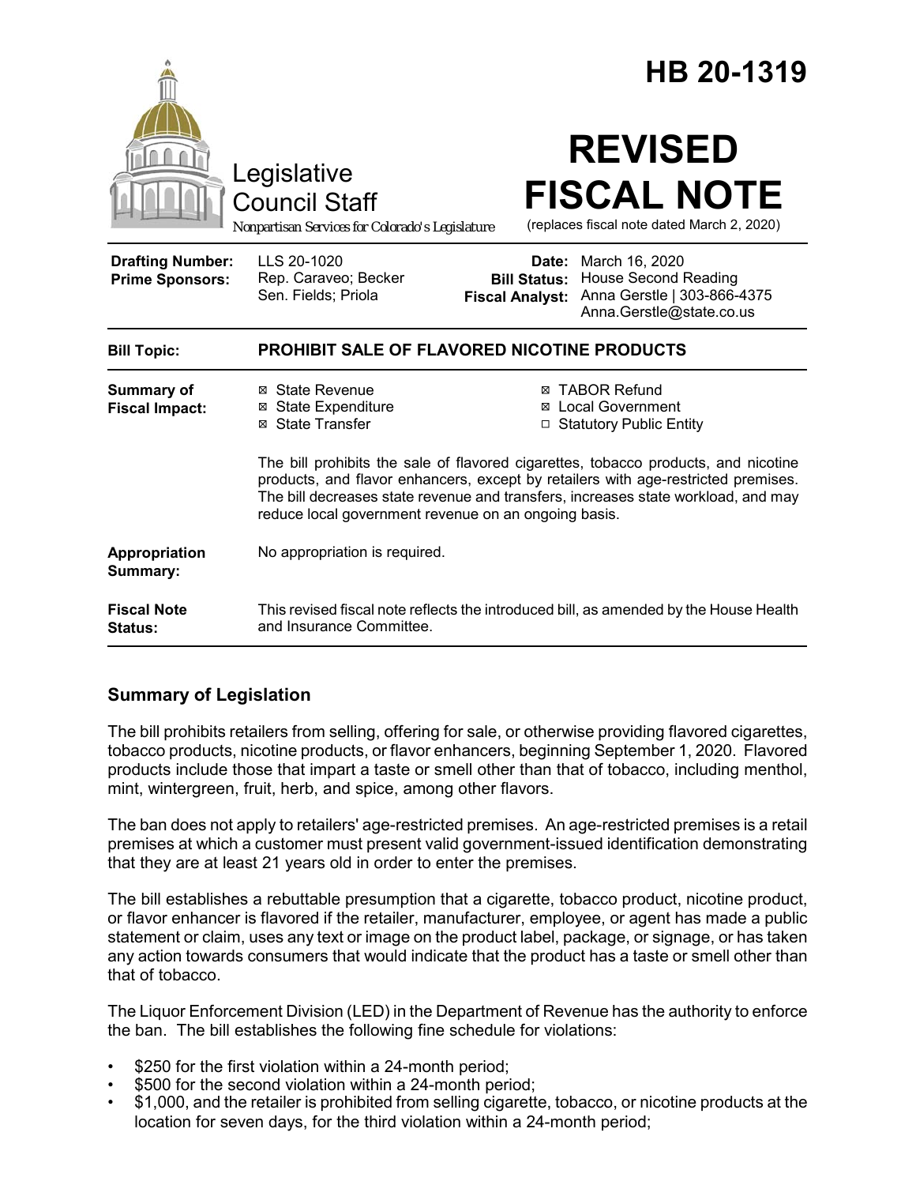# HB 20-1319

Legislative Council Staff

*Nonpartisan Services for Colorado's Legislature*

# REVISED FISCAL NOTE

(replaces fiscal note dated March 2, 2020)

| | | | |
|---|---|---|---|
| **Drafting Number:** | LLS 20-1020 | **Date:** | March 16, 2020 |
| **Prime Sponsors:** | Rep. Caraveo; Becker<br>Sen. Fields; Priola | **Bill Status:** | House Second Reading |
| | | **Fiscal Analyst:** | Anna Gerstle \| 303-866-4375<br>Anna.Gerstle@state.co.us |

| | |
|---|---|
| **Bill Topic:** | **PROHIBIT SALE OF FLAVORED NICOTINE PRODUCTS** |
| **Summary of Fiscal Impact:** | ☒ State Revenue<br>☒ State Expenditure<br>☒ State Transfer<br>☒ TABOR Refund<br>☒ Local Government<br>☐ Statutory Public Entity<br><br>The bill prohibits the sale of flavored cigarettes, tobacco products, and nicotine products, and flavor enhancers, except by retailers with age-restricted premises. The bill decreases state revenue and transfers, increases state workload, and may reduce local government revenue on an ongoing basis. |
| **Appropriation Summary:** | No appropriation is required. |
| **Fiscal Note Status:** | This revised fiscal note reflects the introduced bill, as amended by the House Health and Insurance Committee. |

## Summary of Legislation

The bill prohibits retailers from selling, offering for sale, or otherwise providing flavored cigarettes, tobacco products, nicotine products, or flavor enhancers, beginning September 1, 2020. Flavored products include those that impart a taste or smell other than that of tobacco, including menthol, mint, wintergreen, fruit, herb, and spice, among other flavors.

The ban does not apply to retailers' age-restricted premises. An age-restricted premises is a retail premises at which a customer must present valid government-issued identification demonstrating that they are at least 21 years old in order to enter the premises.

The bill establishes a rebuttable presumption that a cigarette, tobacco product, nicotine product, or flavor enhancer is flavored if the retailer, manufacturer, employee, or agent has made a public statement or claim, uses any text or image on the product label, package, or signage, or has taken any action towards consumers that would indicate that the product has a taste or smell other than that of tobacco.

The Liquor Enforcement Division (LED) in the Department of Revenue has the authority to enforce the ban. The bill establishes the following fine schedule for violations:

- $250 for the first violation within a 24-month period;
- $500 for the second violation within a 24-month period;
- $1,000, and the retailer is prohibited from selling cigarette, tobacco, or nicotine products at the location for seven days, for the third violation within a 24-month period;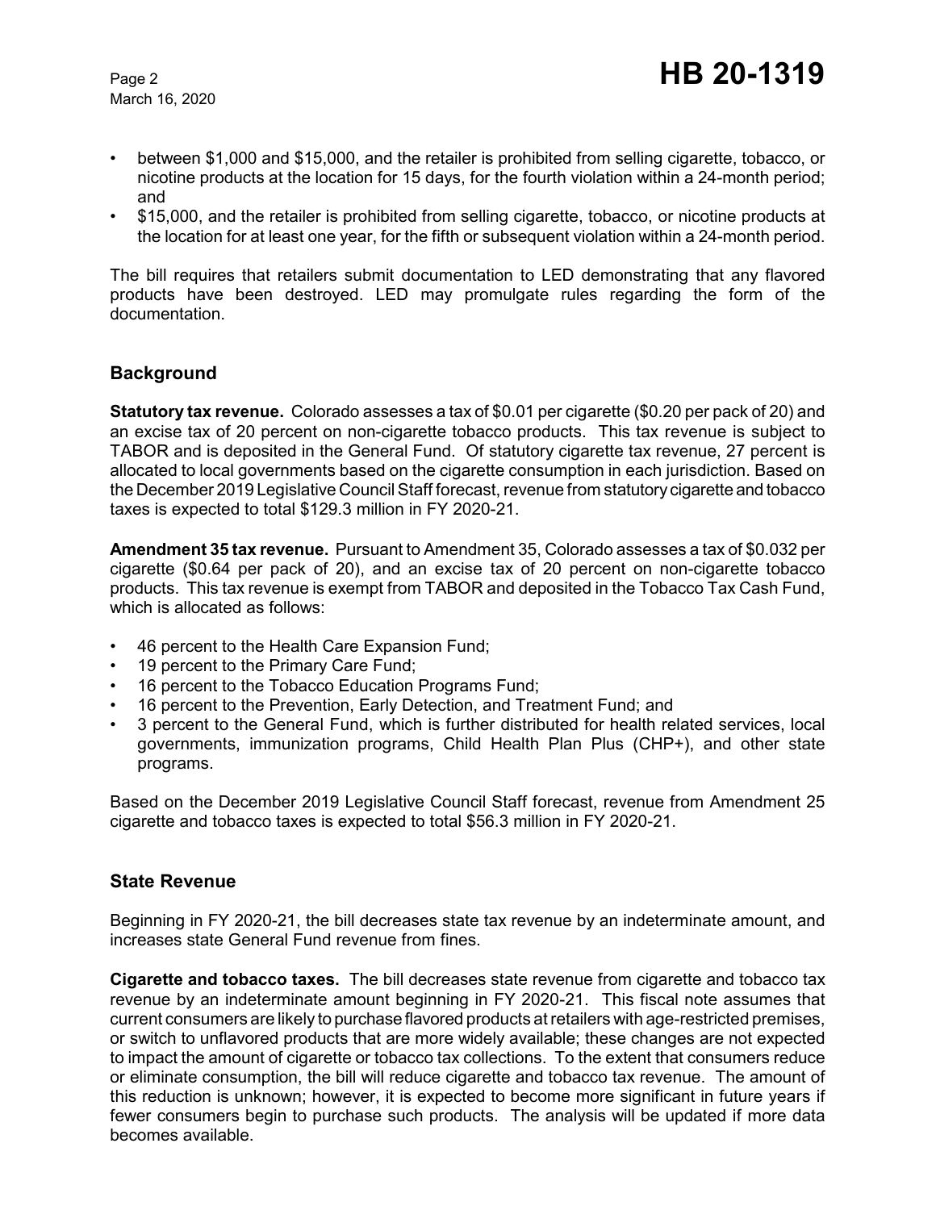- between $1,000 and $15,000, and the retailer is prohibited from selling cigarette, tobacco, or nicotine products at the location for 15 days, for the fourth violation within a 24-month period; and
- $15,000, and the retailer is prohibited from selling cigarette, tobacco, or nicotine products at the location for at least one year, for the fifth or subsequent violation within a 24-month period.

The bill requires that retailers submit documentation to LED demonstrating that any flavored products have been destroyed. LED may promulgate rules regarding the form of the documentation.

## Background

**Statutory tax revenue.** Colorado assesses a tax of $0.01 per cigarette ($0.20 per pack of 20) and an excise tax of 20 percent on non-cigarette tobacco products. This tax revenue is subject to TABOR and is deposited in the General Fund. Of statutory cigarette tax revenue, 27 percent is allocated to local governments based on the cigarette consumption in each jurisdiction. Based on the December 2019 Legislative Council Staff forecast, revenue from statutory cigarette and tobacco taxes is expected to total $129.3 million in FY 2020-21.

**Amendment 35 tax revenue.** Pursuant to Amendment 35, Colorado assesses a tax of $0.032 per cigarette ($0.64 per pack of 20), and an excise tax of 20 percent on non-cigarette tobacco products. This tax revenue is exempt from TABOR and deposited in the Tobacco Tax Cash Fund, which is allocated as follows:

- 46 percent to the Health Care Expansion Fund;
- 19 percent to the Primary Care Fund;
- 16 percent to the Tobacco Education Programs Fund;
- 16 percent to the Prevention, Early Detection, and Treatment Fund; and
- 3 percent to the General Fund, which is further distributed for health related services, local governments, immunization programs, Child Health Plan Plus (CHP+), and other state programs.

Based on the December 2019 Legislative Council Staff forecast, revenue from Amendment 25 cigarette and tobacco taxes is expected to total $56.3 million in FY 2020-21.

## State Revenue

Beginning in FY 2020-21, the bill decreases state tax revenue by an indeterminate amount, and increases state General Fund revenue from fines.

**Cigarette and tobacco taxes.** The bill decreases state revenue from cigarette and tobacco tax revenue by an indeterminate amount beginning in FY 2020-21. This fiscal note assumes that current consumers are likely to purchase flavored products at retailers with age-restricted premises, or switch to unflavored products that are more widely available; these changes are not expected to impact the amount of cigarette or tobacco tax collections. To the extent that consumers reduce or eliminate consumption, the bill will reduce cigarette and tobacco tax revenue. The amount of this reduction is unknown; however, it is expected to become more significant in future years if fewer consumers begin to purchase such products. The analysis will be updated if more data becomes available.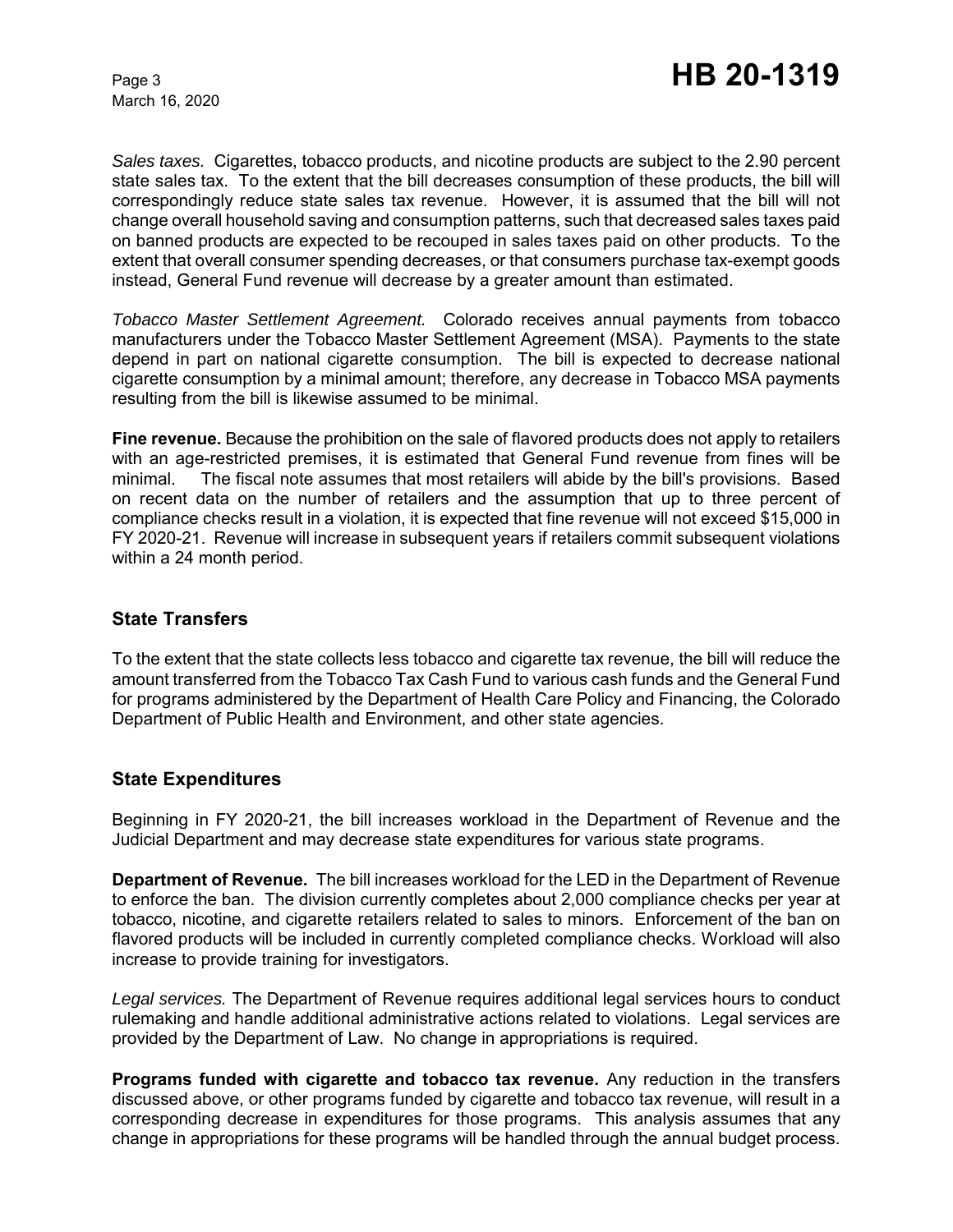*Sales taxes.* Cigarettes, tobacco products, and nicotine products are subject to the 2.90 percent state sales tax. To the extent that the bill decreases consumption of these products, the bill will correspondingly reduce state sales tax revenue. However, it is assumed that the bill will not change overall household saving and consumption patterns, such that decreased sales taxes paid on banned products are expected to be recouped in sales taxes paid on other products. To the extent that overall consumer spending decreases, or that consumers purchase tax-exempt goods instead, General Fund revenue will decrease by a greater amount than estimated.

*Tobacco Master Settlement Agreement.* Colorado receives annual payments from tobacco manufacturers under the Tobacco Master Settlement Agreement (MSA). Payments to the state depend in part on national cigarette consumption. The bill is expected to decrease national cigarette consumption by a minimal amount; therefore, any decrease in Tobacco MSA payments resulting from the bill is likewise assumed to be minimal.

**Fine revenue.** Because the prohibition on the sale of flavored products does not apply to retailers with an age-restricted premises, it is estimated that General Fund revenue from fines will be minimal. The fiscal note assumes that most retailers will abide by the bill's provisions. Based on recent data on the number of retailers and the assumption that up to three percent of compliance checks result in a violation, it is expected that fine revenue will not exceed $15,000 in FY 2020-21. Revenue will increase in subsequent years if retailers commit subsequent violations within a 24 month period.

## State Transfers

To the extent that the state collects less tobacco and cigarette tax revenue, the bill will reduce the amount transferred from the Tobacco Tax Cash Fund to various cash funds and the General Fund for programs administered by the Department of Health Care Policy and Financing, the Colorado Department of Public Health and Environment, and other state agencies.

## State Expenditures

Beginning in FY 2020-21, the bill increases workload in the Department of Revenue and the Judicial Department and may decrease state expenditures for various state programs.

**Department of Revenue.** The bill increases workload for the LED in the Department of Revenue to enforce the ban. The division currently completes about 2,000 compliance checks per year at tobacco, nicotine, and cigarette retailers related to sales to minors. Enforcement of the ban on flavored products will be included in currently completed compliance checks. Workload will also increase to provide training for investigators.

*Legal services.* The Department of Revenue requires additional legal services hours to conduct rulemaking and handle additional administrative actions related to violations. Legal services are provided by the Department of Law. No change in appropriations is required.

**Programs funded with cigarette and tobacco tax revenue.** Any reduction in the transfers discussed above, or other programs funded by cigarette and tobacco tax revenue, will result in a corresponding decrease in expenditures for those programs. This analysis assumes that any change in appropriations for these programs will be handled through the annual budget process.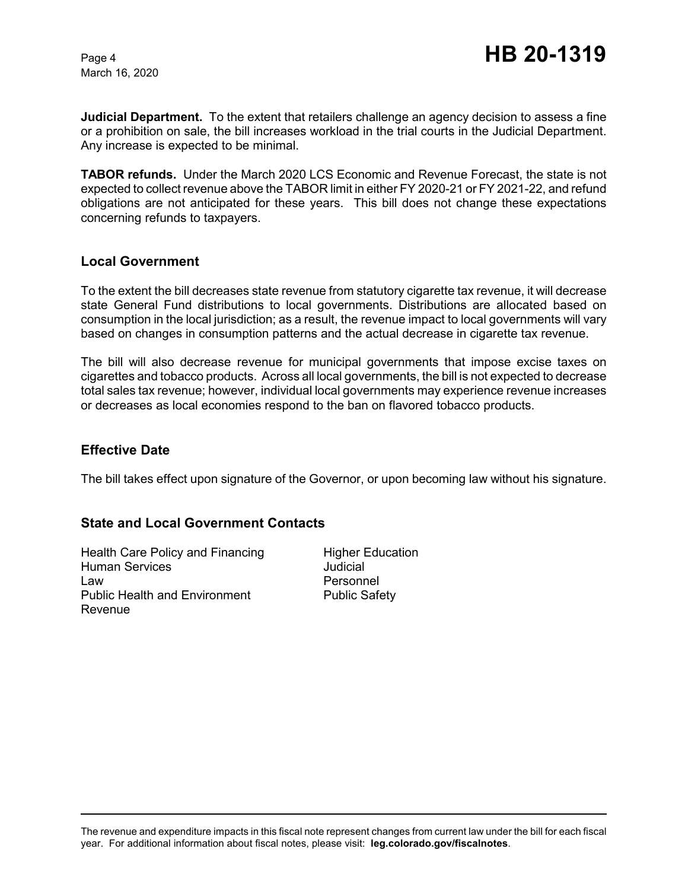**Judicial Department.** To the extent that retailers challenge an agency decision to assess a fine or a prohibition on sale, the bill increases workload in the trial courts in the Judicial Department. Any increase is expected to be minimal.

**TABOR refunds.** Under the March 2020 LCS Economic and Revenue Forecast, the state is not expected to collect revenue above the TABOR limit in either FY 2020-21 or FY 2021-22, and refund obligations are not anticipated for these years. This bill does not change these expectations concerning refunds to taxpayers.

## Local Government

To the extent the bill decreases state revenue from statutory cigarette tax revenue, it will decrease state General Fund distributions to local governments. Distributions are allocated based on consumption in the local jurisdiction; as a result, the revenue impact to local governments will vary based on changes in consumption patterns and the actual decrease in cigarette tax revenue.

The bill will also decrease revenue for municipal governments that impose excise taxes on cigarettes and tobacco products. Across all local governments, the bill is not expected to decrease total sales tax revenue; however, individual local governments may experience revenue increases or decreases as local economies respond to the ban on flavored tobacco products.

## Effective Date

The bill takes effect upon signature of the Governor, or upon becoming law without his signature.

## State and Local Government Contacts

Health Care Policy and Financing
Higher Education
Human Services
Judicial
Law
Personnel
Public Health and Environment
Public Safety
Revenue

The revenue and expenditure impacts in this fiscal note represent changes from current law under the bill for each fiscal year. For additional information about fiscal notes, please visit: **leg.colorado.gov/fiscalnotes**.